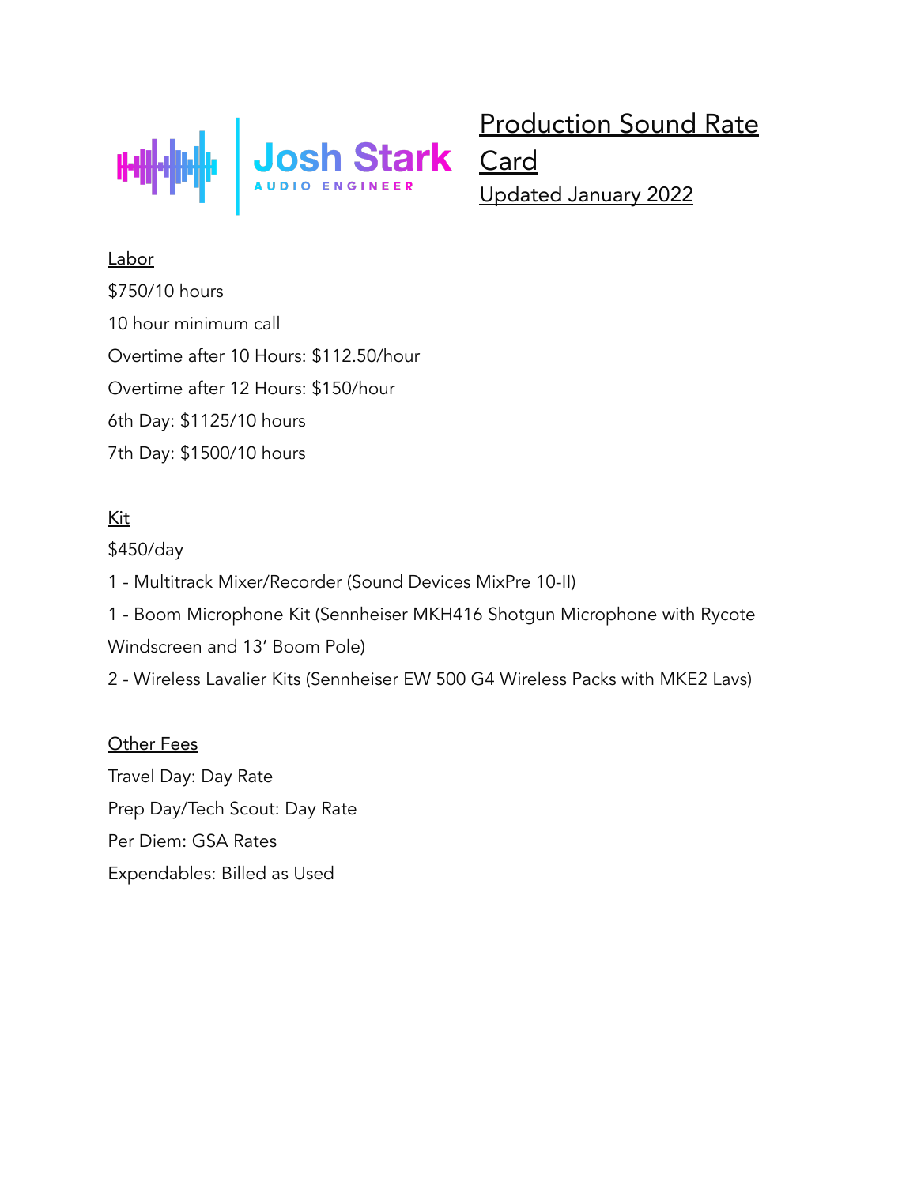Josh Stark
AUDIO ENGINEER

# Production Sound Rate Card

Updated January 2022

## Labor

$750/10 hours

10 hour minimum call

Overtime after 10 Hours: $112.50/hour

Overtime after 12 Hours: $150/hour

6th Day: $1125/10 hours

7th Day: $1500/10 hours

## Kit

$450/day

1 - Multitrack Mixer/Recorder (Sound Devices MixPre 10-II)

1 - Boom Microphone Kit (Sennheiser MKH416 Shotgun Microphone with Rycote Windscreen and 13' Boom Pole)

2 - Wireless Lavalier Kits (Sennheiser EW 500 G4 Wireless Packs with MKE2 Lavs)

## Other Fees

Travel Day: Day Rate

Prep Day/Tech Scout: Day Rate

Per Diem: GSA Rates

Expendables: Billed as Used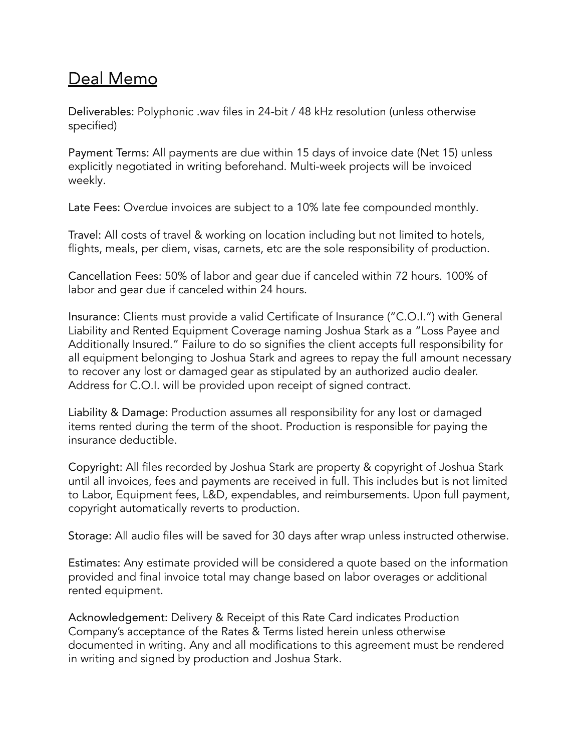# Deal Memo

Deliverables: Polyphonic .wav files in 24-bit / 48 kHz resolution (unless otherwise specified)

Payment Terms: All payments are due within 15 days of invoice date (Net 15) unless explicitly negotiated in writing beforehand. Multi-week projects will be invoiced weekly.

Late Fees: Overdue invoices are subject to a 10% late fee compounded monthly.

Travel: All costs of travel & working on location including but not limited to hotels, flights, meals, per diem, visas, carnets, etc are the sole responsibility of production.

Cancellation Fees: 50% of labor and gear due if canceled within 72 hours. 100% of labor and gear due if canceled within 24 hours.

Insurance: Clients must provide a valid Certificate of Insurance ("C.O.I.") with General Liability and Rented Equipment Coverage naming Joshua Stark as a "Loss Payee and Additionally Insured." Failure to do so signifies the client accepts full responsibility for all equipment belonging to Joshua Stark and agrees to repay the full amount necessary to recover any lost or damaged gear as stipulated by an authorized audio dealer. Address for C.O.I. will be provided upon receipt of signed contract.

Liability & Damage: Production assumes all responsibility for any lost or damaged items rented during the term of the shoot. Production is responsible for paying the insurance deductible.

Copyright: All files recorded by Joshua Stark are property & copyright of Joshua Stark until all invoices, fees and payments are received in full. This includes but is not limited to Labor, Equipment fees, L&D, expendables, and reimbursements. Upon full payment, copyright automatically reverts to production.

Storage: All audio files will be saved for 30 days after wrap unless instructed otherwise.

Estimates: Any estimate provided will be considered a quote based on the information provided and final invoice total may change based on labor overages or additional rented equipment.

Acknowledgement: Delivery & Receipt of this Rate Card indicates Production Company's acceptance of the Rates & Terms listed herein unless otherwise documented in writing. Any and all modifications to this agreement must be rendered in writing and signed by production and Joshua Stark.